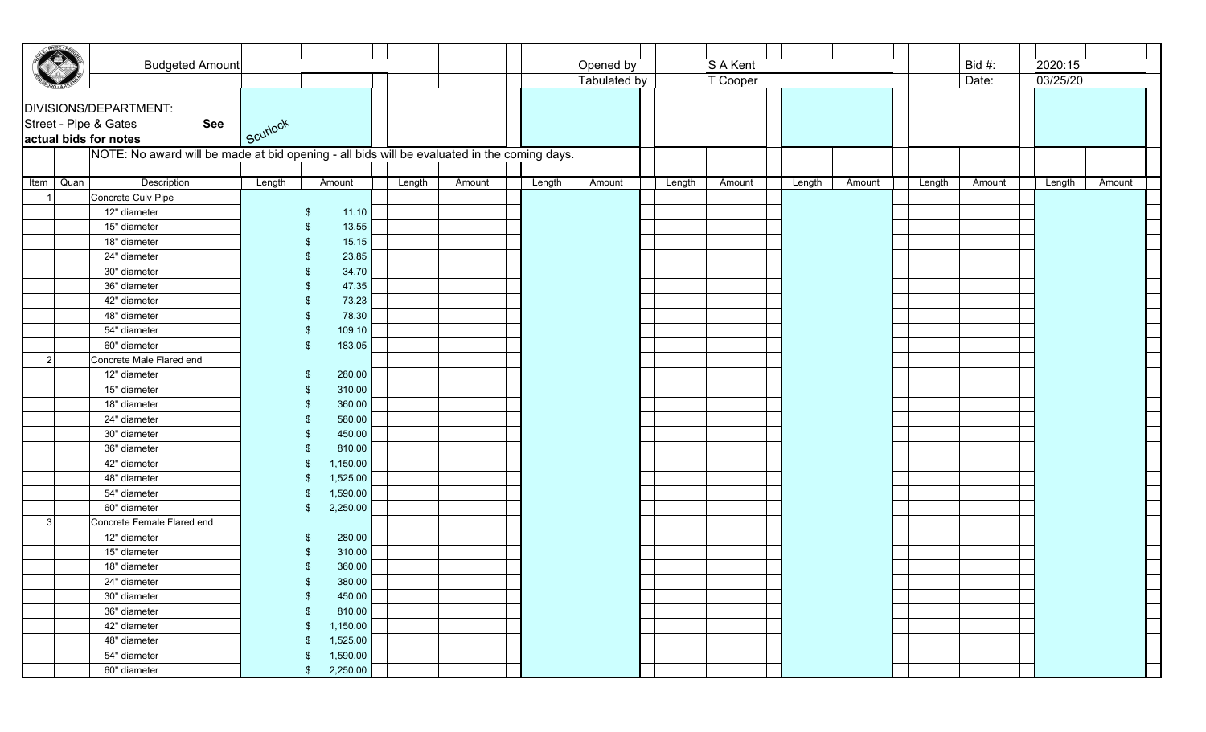| | Budgeted Amount | | | | | | Opened by | S A Kent | | | | Bid #: | 2020:15 |
|---|---|---|---|---|---|---|---|---|---|---|---|---|---|
| | | | | | | | Tabulated by | T Cooper | | | | Date: | 03/25/20 |

DIVISIONS/DEPARTMENT:
Street - Pipe & Gates **See actual bids for notes**

Scurlock

NOTE: No award will be made at bid opening - all bids will be evaluated in the coming days.

| Item | Quan | Description | Length | Amount | Length | Amount | Length | Amount | Length | Amount | Length | Amount | Length | Amount | Length | Amount |
|---|---|---|---|---|---|---|---|---|---|---|---|---|---|---|---|---|
| 1 | | Concrete Culv Pipe | | | | | | | | | | | | | | |
| | | 12" diameter | | $ 11.10 | | | | | | | | | | | | |
| | | 15" diameter | | $ 13.55 | | | | | | | | | | | | |
| | | 18" diameter | | $ 15.15 | | | | | | | | | | | | |
| | | 24" diameter | | $ 23.85 | | | | | | | | | | | | |
| | | 30" diameter | | $ 34.70 | | | | | | | | | | | | |
| | | 36" diameter | | $ 47.35 | | | | | | | | | | | | |
| | | 42" diameter | | $ 73.23 | | | | | | | | | | | | |
| | | 48" diameter | | $ 78.30 | | | | | | | | | | | | |
| | | 54" diameter | | $ 109.10 | | | | | | | | | | | | |
| | | 60" diameter | | $ 183.05 | | | | | | | | | | | | |
| 2 | | Concrete Male Flared end | | | | | | | | | | | | | | |
| | | 12" diameter | | $ 280.00 | | | | | | | | | | | | |
| | | 15" diameter | | $ 310.00 | | | | | | | | | | | | |
| | | 18" diameter | | $ 360.00 | | | | | | | | | | | | |
| | | 24" diameter | | $ 580.00 | | | | | | | | | | | | |
| | | 30" diameter | | $ 450.00 | | | | | | | | | | | | |
| | | 36" diameter | | $ 810.00 | | | | | | | | | | | | |
| | | 42" diameter | | $ 1,150.00 | | | | | | | | | | | | |
| | | 48" diameter | | $ 1,525.00 | | | | | | | | | | | | |
| | | 54" diameter | | $ 1,590.00 | | | | | | | | | | | | |
| | | 60" diameter | | $ 2,250.00 | | | | | | | | | | | | |
| 3 | | Concrete Female Flared end | | | | | | | | | | | | | | |
| | | 12" diameter | | $ 280.00 | | | | | | | | | | | | |
| | | 15" diameter | | $ 310.00 | | | | | | | | | | | | |
| | | 18" diameter | | $ 360.00 | | | | | | | | | | | | |
| | | 24" diameter | | $ 380.00 | | | | | | | | | | | | |
| | | 30" diameter | | $ 450.00 | | | | | | | | | | | | |
| | | 36" diameter | | $ 810.00 | | | | | | | | | | | | |
| | | 42" diameter | | $ 1,150.00 | | | | | | | | | | | | |
| | | 48" diameter | | $ 1,525.00 | | | | | | | | | | | | |
| | | 54" diameter | | $ 1,590.00 | | | | | | | | | | | | |
| | | 60" diameter | | $ 2,250.00 | | | | | | | | | | | | |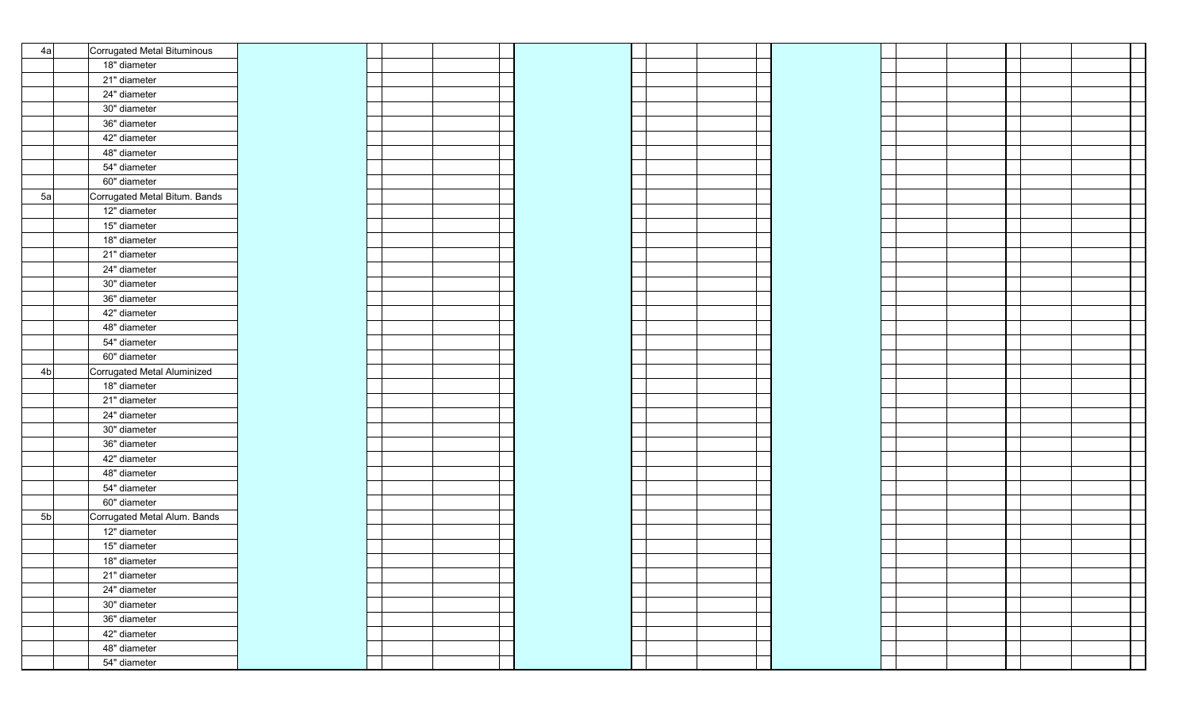| 4a | Corrugated Metal Bituminous | | | | | | | | | | | | | | | | | | |
|---|---|---|---|---|---|---|---|---|---|---|---|---|---|---|---|---|---|---|---|
| | 18" diameter | | | | | | | | | | | | | | | | | | |
| | 21" diameter | | | | | | | | | | | | | | | | | | |
| | 24" diameter | | | | | | | | | | | | | | | | | | |
| | 30" diameter | | | | | | | | | | | | | | | | | | |
| | 36" diameter | | | | | | | | | | | | | | | | | | |
| | 42" diameter | | | | | | | | | | | | | | | | | | |
| | 48" diameter | | | | | | | | | | | | | | | | | | |
| | 54" diameter | | | | | | | | | | | | | | | | | | |
| | 60" diameter | | | | | | | | | | | | | | | | | | |
| 5a | Corrugated Metal Bitum. Bands | | | | | | | | | | | | | | | | | | |
| | 12" diameter | | | | | | | | | | | | | | | | | | |
| | 15" diameter | | | | | | | | | | | | | | | | | | |
| | 18" diameter | | | | | | | | | | | | | | | | | | |
| | 21" diameter | | | | | | | | | | | | | | | | | | |
| | 24" diameter | | | | | | | | | | | | | | | | | | |
| | 30" diameter | | | | | | | | | | | | | | | | | | |
| | 36" diameter | | | | | | | | | | | | | | | | | | |
| | 42" diameter | | | | | | | | | | | | | | | | | | |
| | 48" diameter | | | | | | | | | | | | | | | | | | |
| | 54" diameter | | | | | | | | | | | | | | | | | | |
| | 60" diameter | | | | | | | | | | | | | | | | | | |
| 4b | Corrugated Metal Aluminized | | | | | | | | | | | | | | | | | | |
| | 18" diameter | | | | | | | | | | | | | | | | | | |
| | 21" diameter | | | | | | | | | | | | | | | | | | |
| | 24" diameter | | | | | | | | | | | | | | | | | | |
| | 30" diameter | | | | | | | | | | | | | | | | | | |
| | 36" diameter | | | | | | | | | | | | | | | | | | |
| | 42" diameter | | | | | | | | | | | | | | | | | | |
| | 48" diameter | | | | | | | | | | | | | | | | | | |
| | 54" diameter | | | | | | | | | | | | | | | | | | |
| | 60" diameter | | | | | | | | | | | | | | | | | | |
| 5b | Corrugated Metal Alum. Bands | | | | | | | | | | | | | | | | | | |
| | 12" diameter | | | | | | | | | | | | | | | | | | |
| | 15" diameter | | | | | | | | | | | | | | | | | | |
| | 18" diameter | | | | | | | | | | | | | | | | | | |
| | 21" diameter | | | | | | | | | | | | | | | | | | |
| | 24" diameter | | | | | | | | | | | | | | | | | | |
| | 30" diameter | | | | | | | | | | | | | | | | | | |
| | 36" diameter | | | | | | | | | | | | | | | | | | |
| | 42" diameter | | | | | | | | | | | | | | | | | | |
| | 48" diameter | | | | | | | | | | | | | | | | | | |
| | 54" diameter | | | | | | | | | | | | | | | | | | |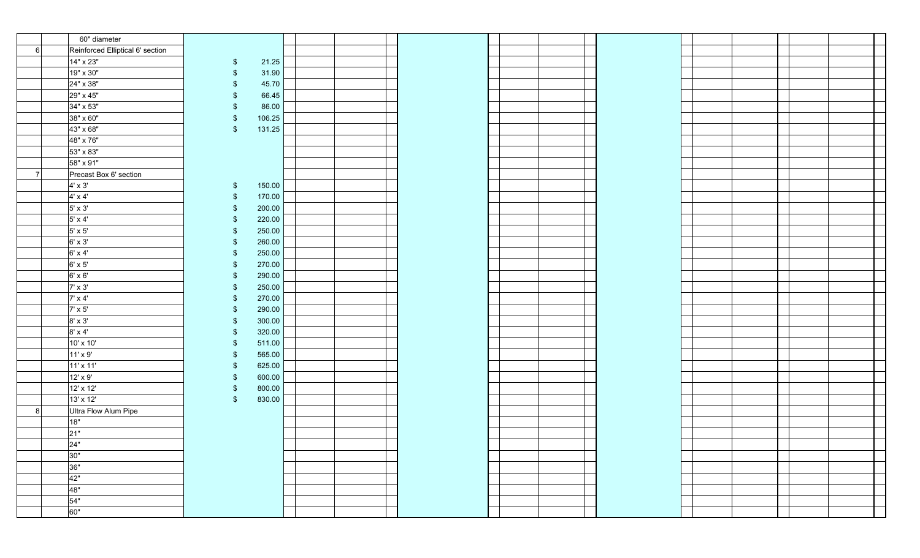| | | | | | | | | | | | | | | | | | | |
|---|---|---|---|---|---|---|---|---|---|---|---|---|---|---|---|---|---|---|
| | 60" diameter | | | | | | | | | | | | | | | | | |
| 6 | Reinforced Elliptical 6' section | | | | | | | | | | | | | | | | | |
| | 14" x 23" | $ 21.25 | | | | | | | | | | | | | | | | |
| | 19" x 30" | $ 31.90 | | | | | | | | | | | | | | | | |
| | 24" x 38" | $ 45.70 | | | | | | | | | | | | | | | | |
| | 29" x 45" | $ 66.45 | | | | | | | | | | | | | | | | |
| | 34" x 53" | $ 86.00 | | | | | | | | | | | | | | | | |
| | 38" x 60" | $ 106.25 | | | | | | | | | | | | | | | | |
| | 43" x 68" | $ 131.25 | | | | | | | | | | | | | | | | |
| | 48" x 76" | | | | | | | | | | | | | | | | | |
| | 53" x 83" | | | | | | | | | | | | | | | | | |
| | 58" x 91" | | | | | | | | | | | | | | | | | |
| 7 | Precast Box 6' section | | | | | | | | | | | | | | | | | |
| | 4' x 3' | $ 150.00 | | | | | | | | | | | | | | | | |
| | 4' x 4' | $ 170.00 | | | | | | | | | | | | | | | | |
| | 5' x 3' | $ 200.00 | | | | | | | | | | | | | | | | |
| | 5' x 4' | $ 220.00 | | | | | | | | | | | | | | | | |
| | 5' x 5' | $ 250.00 | | | | | | | | | | | | | | | | |
| | 6' x 3' | $ 260.00 | | | | | | | | | | | | | | | | |
| | 6' x 4' | $ 250.00 | | | | | | | | | | | | | | | | |
| | 6' x 5' | $ 270.00 | | | | | | | | | | | | | | | | |
| | 6' x 6' | $ 290.00 | | | | | | | | | | | | | | | | |
| | 7' x 3' | $ 250.00 | | | | | | | | | | | | | | | | |
| | 7' x 4' | $ 270.00 | | | | | | | | | | | | | | | | |
| | 7' x 5' | $ 290.00 | | | | | | | | | | | | | | | | |
| | 8' x 3' | $ 300.00 | | | | | | | | | | | | | | | | |
| | 8' x 4' | $ 320.00 | | | | | | | | | | | | | | | | |
| | 10' x 10' | $ 511.00 | | | | | | | | | | | | | | | | |
| | 11' x 9' | $ 565.00 | | | | | | | | | | | | | | | | |
| | 11' x 11' | $ 625.00 | | | | | | | | | | | | | | | | |
| | 12' x 9' | $ 600.00 | | | | | | | | | | | | | | | | |
| | 12' x 12' | $ 800.00 | | | | | | | | | | | | | | | | |
| | 13' x 12' | $ 830.00 | | | | | | | | | | | | | | | | |
| 8 | Ultra Flow Alum Pipe | | | | | | | | | | | | | | | | | |
| | 18" | | | | | | | | | | | | | | | | | |
| | 21" | | | | | | | | | | | | | | | | | |
| | 24" | | | | | | | | | | | | | | | | | |
| | 30" | | | | | | | | | | | | | | | | | |
| | 36" | | | | | | | | | | | | | | | | | |
| | 42" | | | | | | | | | | | | | | | | | |
| | 48" | | | | | | | | | | | | | | | | | |
| | 54" | | | | | | | | | | | | | | | | | |
| | 60" | | | | | | | | | | | | | | | | | |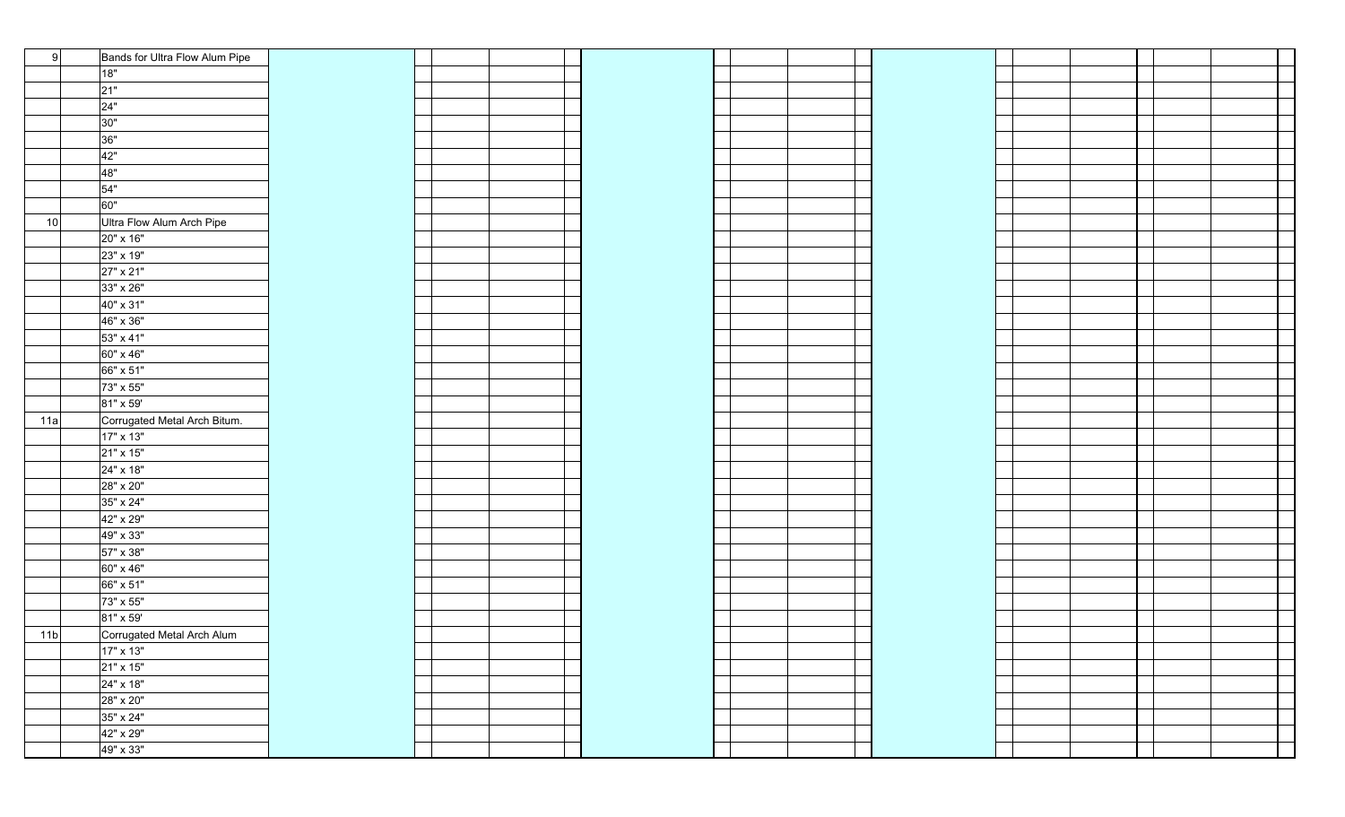| | | | | | | | | | | | | | | | | | | | |
|---|---|---|---|---|---|---|---|---|---|---|---|---|---|---|---|---|---|---|---|
| 9 | Bands for Ultra Flow Alum Pipe | | | | | | | | | | | | | | | | | | |
| | 18" | | | | | | | | | | | | | | | | | | |
| | 21" | | | | | | | | | | | | | | | | | | |
| | 24" | | | | | | | | | | | | | | | | | | |
| | 30" | | | | | | | | | | | | | | | | | | |
| | 36" | | | | | | | | | | | | | | | | | | |
| | 42" | | | | | | | | | | | | | | | | | | |
| | 48" | | | | | | | | | | | | | | | | | | |
| | 54" | | | | | | | | | | | | | | | | | | |
| | 60" | | | | | | | | | | | | | | | | | | |
| 10 | Ultra Flow Alum Arch Pipe | | | | | | | | | | | | | | | | | | |
| | 20" x 16" | | | | | | | | | | | | | | | | | | |
| | 23" x 19" | | | | | | | | | | | | | | | | | | |
| | 27" x 21" | | | | | | | | | | | | | | | | | | |
| | 33" x 26" | | | | | | | | | | | | | | | | | | |
| | 40" x 31" | | | | | | | | | | | | | | | | | | |
| | 46" x 36" | | | | | | | | | | | | | | | | | | |
| | 53" x 41" | | | | | | | | | | | | | | | | | | |
| | 60" x 46" | | | | | | | | | | | | | | | | | | |
| | 66" x 51" | | | | | | | | | | | | | | | | | | |
| | 73" x 55" | | | | | | | | | | | | | | | | | | |
| | 81" x 59' | | | | | | | | | | | | | | | | | | |
| 11a | Corrugated Metal Arch Bitum. | | | | | | | | | | | | | | | | | | |
| | 17" x 13" | | | | | | | | | | | | | | | | | | |
| | 21" x 15" | | | | | | | | | | | | | | | | | | |
| | 24" x 18" | | | | | | | | | | | | | | | | | | |
| | 28" x 20" | | | | | | | | | | | | | | | | | | |
| | 35" x 24" | | | | | | | | | | | | | | | | | | |
| | 42" x 29" | | | | | | | | | | | | | | | | | | |
| | 49" x 33" | | | | | | | | | | | | | | | | | | |
| | 57" x 38" | | | | | | | | | | | | | | | | | | |
| | 60" x 46" | | | | | | | | | | | | | | | | | | |
| | 66" x 51" | | | | | | | | | | | | | | | | | | |
| | 73" x 55" | | | | | | | | | | | | | | | | | | |
| | 81" x 59' | | | | | | | | | | | | | | | | | | |
| 11b | Corrugated Metal Arch Alum | | | | | | | | | | | | | | | | | | |
| | 17" x 13" | | | | | | | | | | | | | | | | | | |
| | 21" x 15" | | | | | | | | | | | | | | | | | | |
| | 24" x 18" | | | | | | | | | | | | | | | | | | |
| | 28" x 20" | | | | | | | | | | | | | | | | | | |
| | 35" x 24" | | | | | | | | | | | | | | | | | | |
| | 42" x 29" | | | | | | | | | | | | | | | | | | |
| | 49" x 33" | | | | | | | | | | | | | | | | | | |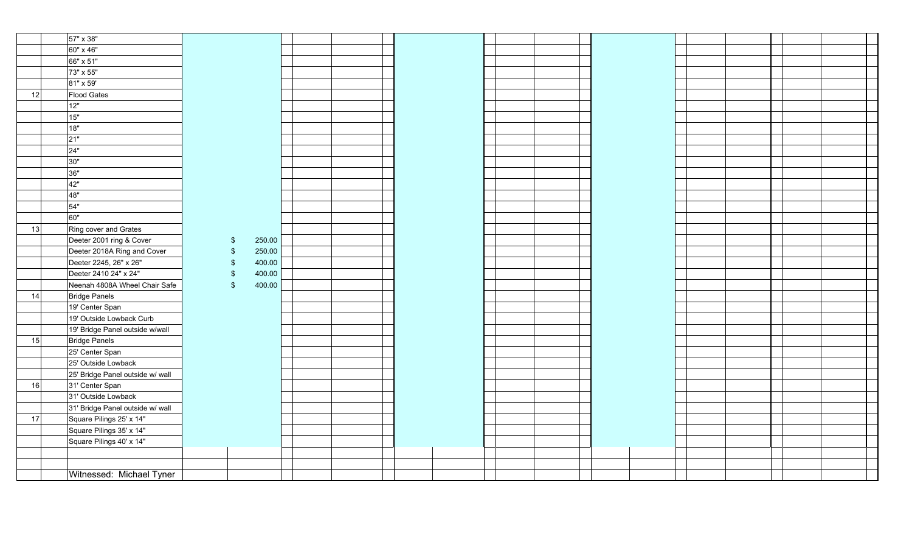| | | | | | | | | | | | | | | | | | | | | | | | |
|---|---|---|---|---|---|---|---|---|---|---|---|---|---|---|---|---|---|---|---|---|---|---|---|
| | | 57" x 38" | | | | | | | | | | | | | | | | | | | | | |
| | | 60" x 46" | | | | | | | | | | | | | | | | | | | | | |
| | | 66" x 51" | | | | | | | | | | | | | | | | | | | | | |
| | | 73" x 55" | | | | | | | | | | | | | | | | | | | | | |
| | | 81" x 59' | | | | | | | | | | | | | | | | | | | | | |
| 12 | | Flood Gates | | | | | | | | | | | | | | | | | | | | | |
| | | 12" | | | | | | | | | | | | | | | | | | | | | |
| | | 15" | | | | | | | | | | | | | | | | | | | | | |
| | | 18" | | | | | | | | | | | | | | | | | | | | | |
| | | 21" | | | | | | | | | | | | | | | | | | | | | |
| | | 24" | | | | | | | | | | | | | | | | | | | | | |
| | | 30" | | | | | | | | | | | | | | | | | | | | | |
| | | 36" | | | | | | | | | | | | | | | | | | | | | |
| | | 42" | | | | | | | | | | | | | | | | | | | | | |
| | | 48" | | | | | | | | | | | | | | | | | | | | | |
| | | 54" | | | | | | | | | | | | | | | | | | | | | |
| | | 60" | | | | | | | | | | | | | | | | | | | | | |
| 13 | | Ring cover and Grates | | | | | | | | | | | | | | | | | | | | | |
| | | Deeter 2001 ring & Cover | | $ 250.00 | | | | | | | | | | | | | | | | | | | |
| | | Deeter 2018A Ring and Cover | | $ 250.00 | | | | | | | | | | | | | | | | | | | |
| | | Deeter 2245, 26" x 26" | | $ 400.00 | | | | | | | | | | | | | | | | | | | |
| | | Deeter 2410 24" x 24" | | $ 400.00 | | | | | | | | | | | | | | | | | | | |
| | | Neenah 4808A Wheel Chair Safe | | $ 400.00 | | | | | | | | | | | | | | | | | | | |
| 14 | | Bridge Panels | | | | | | | | | | | | | | | | | | | | | |
| | | 19' Center Span | | | | | | | | | | | | | | | | | | | | | |
| | | 19' Outside Lowback Curb | | | | | | | | | | | | | | | | | | | | | |
| | | 19' Bridge Panel outside w/wall | | | | | | | | | | | | | | | | | | | | | |
| 15 | | Bridge Panels | | | | | | | | | | | | | | | | | | | | | |
| | | 25' Center Span | | | | | | | | | | | | | | | | | | | | | |
| | | 25' Outside Lowback | | | | | | | | | | | | | | | | | | | | | |
| | | 25' Bridge Panel outside w/ wall | | | | | | | | | | | | | | | | | | | | | |
| 16 | | 31' Center Span | | | | | | | | | | | | | | | | | | | | | |
| | | 31' Outside Lowback | | | | | | | | | | | | | | | | | | | | | |
| | | 31' Bridge Panel outside w/ wall | | | | | | | | | | | | | | | | | | | | | |
| 17 | | Square Pilings 25' x 14" | | | | | | | | | | | | | | | | | | | | | |
| | | Square Pilings 35' x 14" | | | | | | | | | | | | | | | | | | | | | |
| | | Square Pilings 40' x 14" | | | | | | | | | | | | | | | | | | | | | |
| | | | | | | | | | | | | | | | | | | | | | | | |
| | | | | | | | | | | | | | | | | | | | | | | | |
| | | Witnessed: Michael Tyner | | | | | | | | | | | | | | | | | | | | | |